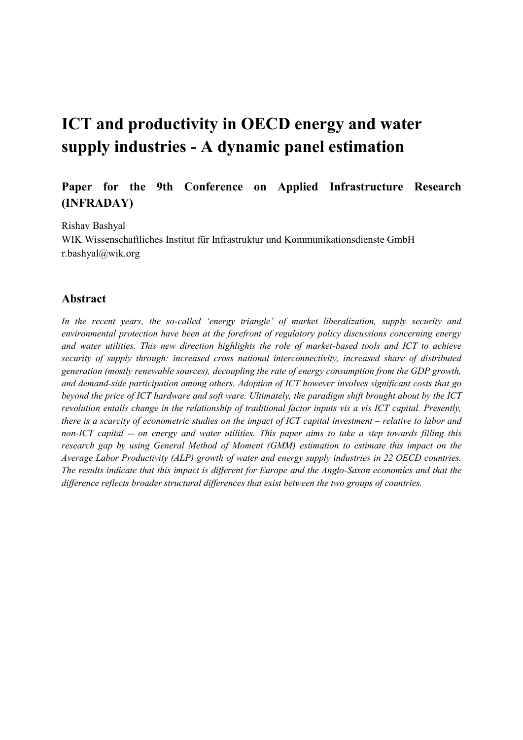# ICT and productivity in OECD energy and water supply industries - A dynamic panel estimation

## Paper for the 9th Conference on Applied Infrastructure Research (INFRADAY)

Rishav Bashyal
WIK Wissenschaftliches Institut für Infrastruktur und Kommunikationsdienste GmbH
r.bashyal@wik.org

## Abstract

*In the recent years, the so-called 'energy triangle' of market liberalization, supply security and environmental protection have been at the forefront of regulatory policy discussions concerning energy and water utilities. This new direction highlights the role of market-based tools and ICT to achieve security of supply through: increased cross national interconnectivity, increased share of distributed generation (mostly renewable sources), decoupling the rate of energy consumption from the GDP growth, and demand-side participation among others. Adoption of ICT however involves significant costs that go beyond the price of ICT hardware and soft ware. Ultimately, the paradigm shift brought about by the ICT revolution entails change in the relationship of traditional factor inputs vis a vis ICT capital. Presently, there is a scarcity of econometric studies on the impact of ICT capital investment – relative to labor and non-ICT capital -- on energy and water utilities. This paper aims to take a step towards filling this research gap by using General Method of Moment (GMM) estimation to estimate this impact on the Average Labor Productivity (ALP) growth of water and energy supply industries in 22 OECD countries. The results indicate that this impact is different for Europe and the Anglo-Saxon economies and that the difference reflects broader structural differences that exist between the two groups of countries.*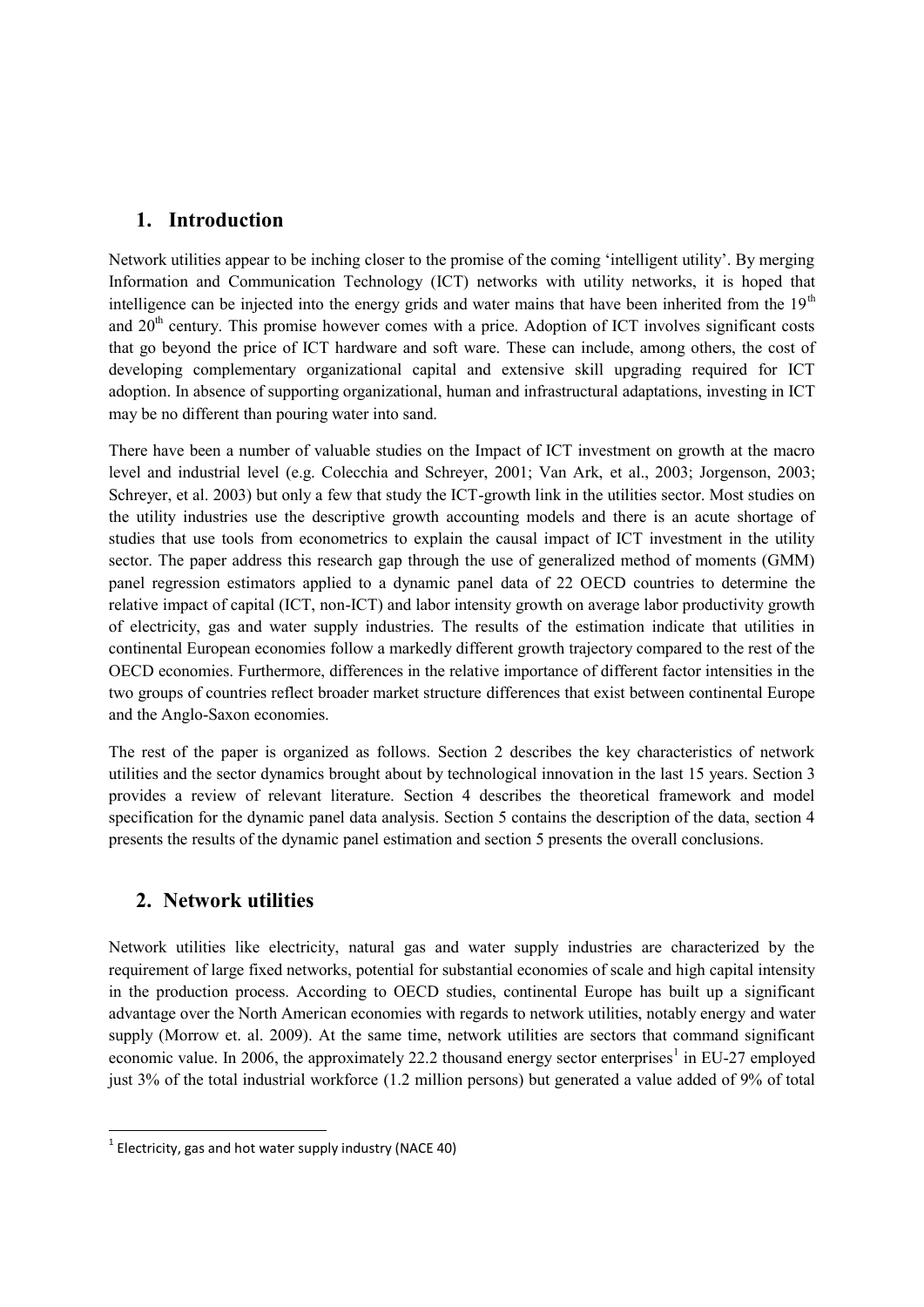## 1. Introduction

Network utilities appear to be inching closer to the promise of the coming 'intelligent utility'. By merging Information and Communication Technology (ICT) networks with utility networks, it is hoped that intelligence can be injected into the energy grids and water mains that have been inherited from the $19^{th}$ and $20^{th}$ century. This promise however comes with a price. Adoption of ICT involves significant costs that go beyond the price of ICT hardware and soft ware. These can include, among others, the cost of developing complementary organizational capital and extensive skill upgrading required for ICT adoption. In absence of supporting organizational, human and infrastructural adaptations, investing in ICT may be no different than pouring water into sand.

There have been a number of valuable studies on the Impact of ICT investment on growth at the macro level and industrial level (e.g. Colecchia and Schreyer, 2001; Van Ark, et al., 2003; Jorgenson, 2003; Schreyer, et al. 2003) but only a few that study the ICT-growth link in the utilities sector. Most studies on the utility industries use the descriptive growth accounting models and there is an acute shortage of studies that use tools from econometrics to explain the causal impact of ICT investment in the utility sector. The paper address this research gap through the use of generalized method of moments (GMM) panel regression estimators applied to a dynamic panel data of 22 OECD countries to determine the relative impact of capital (ICT, non-ICT) and labor intensity growth on average labor productivity growth of electricity, gas and water supply industries. The results of the estimation indicate that utilities in continental European economies follow a markedly different growth trajectory compared to the rest of the OECD economies. Furthermore, differences in the relative importance of different factor intensities in the two groups of countries reflect broader market structure differences that exist between continental Europe and the Anglo-Saxon economies.

The rest of the paper is organized as follows. Section 2 describes the key characteristics of network utilities and the sector dynamics brought about by technological innovation in the last 15 years. Section 3 provides a review of relevant literature. Section 4 describes the theoretical framework and model specification for the dynamic panel data analysis. Section 5 contains the description of the data, section 4 presents the results of the dynamic panel estimation and section 5 presents the overall conclusions.

## 2. Network utilities

Network utilities like electricity, natural gas and water supply industries are characterized by the requirement of large fixed networks, potential for substantial economies of scale and high capital intensity in the production process. According to OECD studies, continental Europe has built up a significant advantage over the North American economies with regards to network utilities, notably energy and water supply (Morrow et. al. 2009). At the same time, network utilities are sectors that command significant economic value. In 2006, the approximately 22.2 thousand energy sector enterprises[1] in EU-27 employed just 3% of the total industrial workforce (1.2 million persons) but generated a value added of 9% of total

[1] Electricity, gas and hot water supply industry (NACE 40)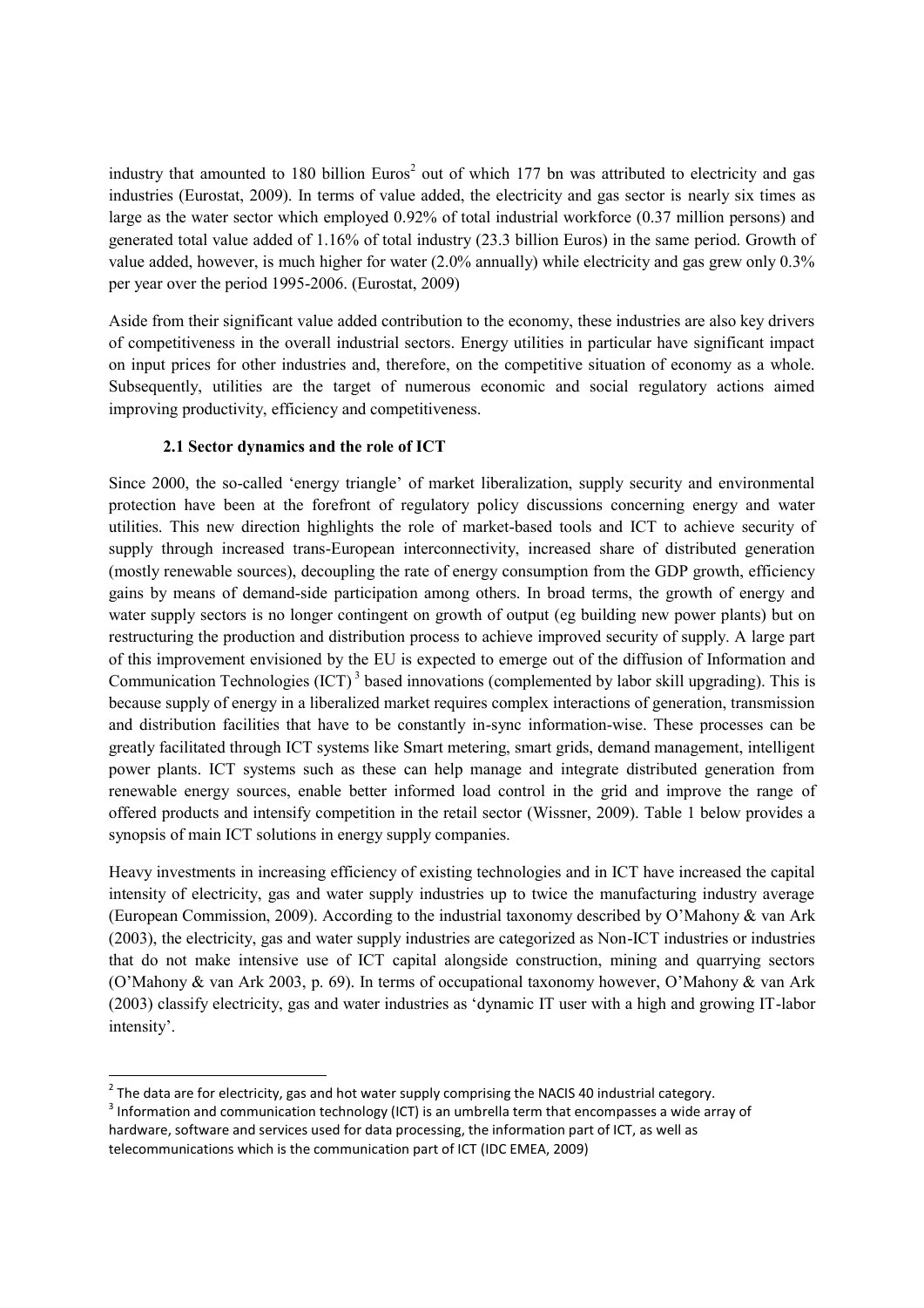industry that amounted to 180 billion Euros[2] out of which 177 bn was attributed to electricity and gas industries (Eurostat, 2009). In terms of value added, the electricity and gas sector is nearly six times as large as the water sector which employed 0.92% of total industrial workforce (0.37 million persons) and generated total value added of 1.16% of total industry (23.3 billion Euros) in the same period. Growth of value added, however, is much higher for water (2.0% annually) while electricity and gas grew only 0.3% per year over the period 1995-2006. (Eurostat, 2009)

Aside from their significant value added contribution to the economy, these industries are also key drivers of competitiveness in the overall industrial sectors. Energy utilities in particular have significant impact on input prices for other industries and, therefore, on the competitive situation of economy as a whole. Subsequently, utilities are the target of numerous economic and social regulatory actions aimed improving productivity, efficiency and competitiveness.

### 2.1 Sector dynamics and the role of ICT

Since 2000, the so-called 'energy triangle' of market liberalization, supply security and environmental protection have been at the forefront of regulatory policy discussions concerning energy and water utilities. This new direction highlights the role of market-based tools and ICT to achieve security of supply through increased trans-European interconnectivity, increased share of distributed generation (mostly renewable sources), decoupling the rate of energy consumption from the GDP growth, efficiency gains by means of demand-side participation among others. In broad terms, the growth of energy and water supply sectors is no longer contingent on growth of output (eg building new power plants) but on restructuring the production and distribution process to achieve improved security of supply. A large part of this improvement envisioned by the EU is expected to emerge out of the diffusion of Information and Communication Technologies (ICT)[3] based innovations (complemented by labor skill upgrading). This is because supply of energy in a liberalized market requires complex interactions of generation, transmission and distribution facilities that have to be constantly in-sync information-wise. These processes can be greatly facilitated through ICT systems like Smart metering, smart grids, demand management, intelligent power plants. ICT systems such as these can help manage and integrate distributed generation from renewable energy sources, enable better informed load control in the grid and improve the range of offered products and intensify competition in the retail sector (Wissner, 2009). Table 1 below provides a synopsis of main ICT solutions in energy supply companies.

Heavy investments in increasing efficiency of existing technologies and in ICT have increased the capital intensity of electricity, gas and water supply industries up to twice the manufacturing industry average (European Commission, 2009). According to the industrial taxonomy described by O'Mahony & van Ark (2003), the electricity, gas and water supply industries are categorized as Non-ICT industries or industries that do not make intensive use of ICT capital alongside construction, mining and quarrying sectors (O'Mahony & van Ark 2003, p. 69). In terms of occupational taxonomy however, O'Mahony & van Ark (2003) classify electricity, gas and water industries as 'dynamic IT user with a high and growing IT-labor intensity'.

---

[2] The data are for electricity, gas and hot water supply comprising the NACIS 40 industrial category.

[3] Information and communication technology (ICT) is an umbrella term that encompasses a wide array of hardware, software and services used for data processing, the information part of ICT, as well as telecommunications which is the communication part of ICT (IDC EMEA, 2009)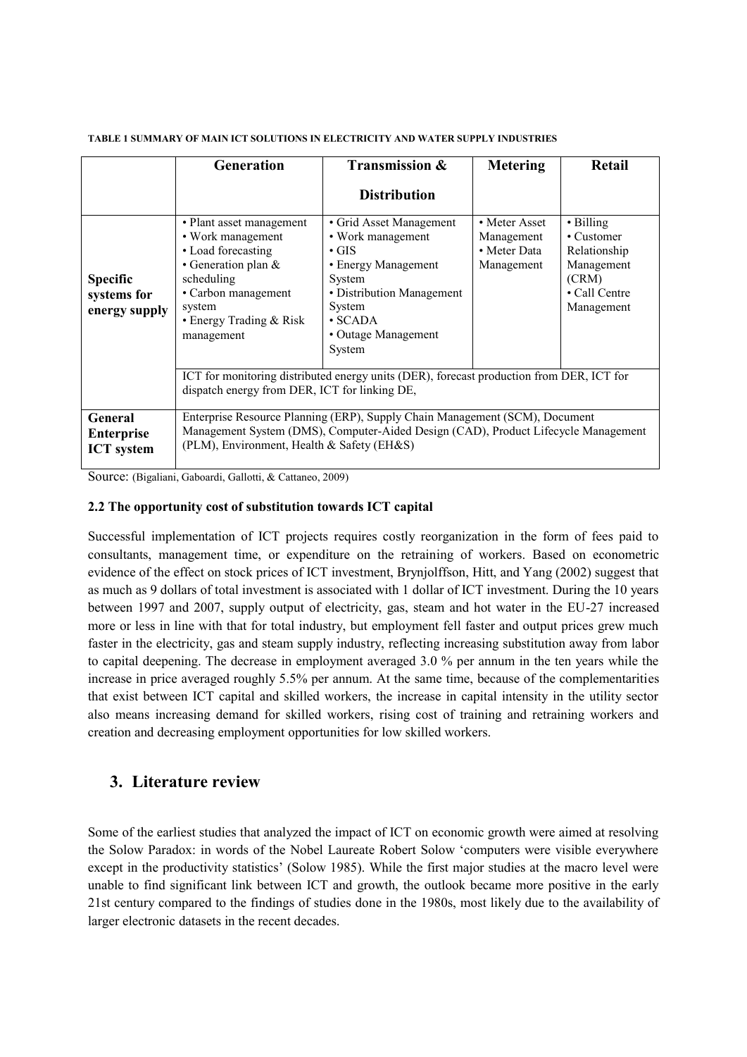**TABLE 1 SUMMARY OF MAIN ICT SOLUTIONS IN ELECTRICITY AND WATER SUPPLY INDUSTRIES**

| | Generation | Transmission & Distribution | Metering | Retail |
|---|---|---|---|---|
| **Specific systems for energy supply** | • Plant asset management<br>• Work management<br>• Load forecasting<br>• Generation plan & scheduling<br>• Carbon management system<br>• Energy Trading & Risk management | • Grid Asset Management<br>• Work management<br>• GIS<br>• Energy Management System<br>• Distribution Management System<br>• SCADA<br>• Outage Management System | • Meter Asset Management<br>• Meter Data Management | • Billing<br>• Customer Relationship Management (CRM)<br>• Call Centre Management |
| | ICT for monitoring distributed energy units (DER), forecast production from DER, ICT for dispatch energy from DER, ICT for linking DE, | | | |
| **General Enterprise ICT system** | Enterprise Resource Planning (ERP), Supply Chain Management (SCM), Document Management System (DMS), Computer-Aided Design (CAD), Product Lifecycle Management (PLM), Environment, Health & Safety (EH&S) | | | |

Source: (Bigaliani, Gaboardi, Gallotti, & Cattaneo, 2009)

### 2.2 The opportunity cost of substitution towards ICT capital

Successful implementation of ICT projects requires costly reorganization in the form of fees paid to consultants, management time, or expenditure on the retraining of workers. Based on econometric evidence of the effect on stock prices of ICT investment, Brynjolffson, Hitt, and Yang (2002) suggest that as much as 9 dollars of total investment is associated with 1 dollar of ICT investment. During the 10 years between 1997 and 2007, supply output of electricity, gas, steam and hot water in the EU-27 increased more or less in line with that for total industry, but employment fell faster and output prices grew much faster in the electricity, gas and steam supply industry, reflecting increasing substitution away from labor to capital deepening. The decrease in employment averaged 3.0 % per annum in the ten years while the increase in price averaged roughly 5.5% per annum. At the same time, because of the complementarities that exist between ICT capital and skilled workers, the increase in capital intensity in the utility sector also means increasing demand for skilled workers, rising cost of training and retraining workers and creation and decreasing employment opportunities for low skilled workers.

## 3. Literature review

Some of the earliest studies that analyzed the impact of ICT on economic growth were aimed at resolving the Solow Paradox: in words of the Nobel Laureate Robert Solow 'computers were visible everywhere except in the productivity statistics' (Solow 1985). While the first major studies at the macro level were unable to find significant link between ICT and growth, the outlook became more positive in the early 21st century compared to the findings of studies done in the 1980s, most likely due to the availability of larger electronic datasets in the recent decades.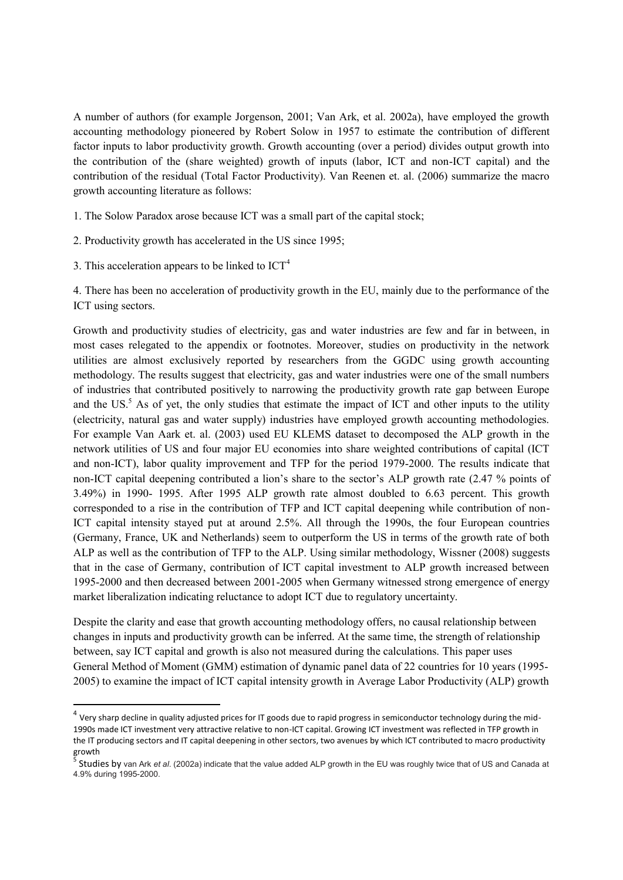A number of authors (for example Jorgenson, 2001; Van Ark, et al. 2002a), have employed the growth accounting methodology pioneered by Robert Solow in 1957 to estimate the contribution of different factor inputs to labor productivity growth. Growth accounting (over a period) divides output growth into the contribution of the (share weighted) growth of inputs (labor, ICT and non-ICT capital) and the contribution of the residual (Total Factor Productivity). Van Reenen et. al. (2006) summarize the macro growth accounting literature as follows:

1. The Solow Paradox arose because ICT was a small part of the capital stock;

2. Productivity growth has accelerated in the US since 1995;

3. This acceleration appears to be linked to ICT[4]

4. There has been no acceleration of productivity growth in the EU, mainly due to the performance of the ICT using sectors.

Growth and productivity studies of electricity, gas and water industries are few and far in between, in most cases relegated to the appendix or footnotes. Moreover, studies on productivity in the network utilities are almost exclusively reported by researchers from the GGDC using growth accounting methodology. The results suggest that electricity, gas and water industries were one of the small numbers of industries that contributed positively to narrowing the productivity growth rate gap between Europe and the US.[5] As of yet, the only studies that estimate the impact of ICT and other inputs to the utility (electricity, natural gas and water supply) industries have employed growth accounting methodologies. For example Van Aark et. al. (2003) used EU KLEMS dataset to decomposed the ALP growth in the network utilities of US and four major EU economies into share weighted contributions of capital (ICT and non-ICT), labor quality improvement and TFP for the period 1979-2000. The results indicate that non-ICT capital deepening contributed a lion's share to the sector's ALP growth rate (2.47 % points of 3.49%) in 1990- 1995. After 1995 ALP growth rate almost doubled to 6.63 percent. This growth corresponded to a rise in the contribution of TFP and ICT capital deepening while contribution of non-ICT capital intensity stayed put at around 2.5%. All through the 1990s, the four European countries (Germany, France, UK and Netherlands) seem to outperform the US in terms of the growth rate of both ALP as well as the contribution of TFP to the ALP. Using similar methodology, Wissner (2008) suggests that in the case of Germany, contribution of ICT capital investment to ALP growth increased between 1995-2000 and then decreased between 2001-2005 when Germany witnessed strong emergence of energy market liberalization indicating reluctance to adopt ICT due to regulatory uncertainty.

Despite the clarity and ease that growth accounting methodology offers, no causal relationship between changes in inputs and productivity growth can be inferred. At the same time, the strength of relationship between, say ICT capital and growth is also not measured during the calculations. This paper uses General Method of Moment (GMM) estimation of dynamic panel data of 22 countries for 10 years (1995-2005) to examine the impact of ICT capital intensity growth in Average Labor Productivity (ALP) growth

---

[4] Very sharp decline in quality adjusted prices for IT goods due to rapid progress in semiconductor technology during the mid-1990s made ICT investment very attractive relative to non-ICT capital. Growing ICT investment was reflected in TFP growth in the IT producing sectors and IT capital deepening in other sectors, two avenues by which ICT contributed to macro productivity growth

[5] Studies by van Ark *et al*. (2002a) indicate that the value added ALP growth in the EU was roughly twice that of US and Canada at 4.9% during 1995-2000.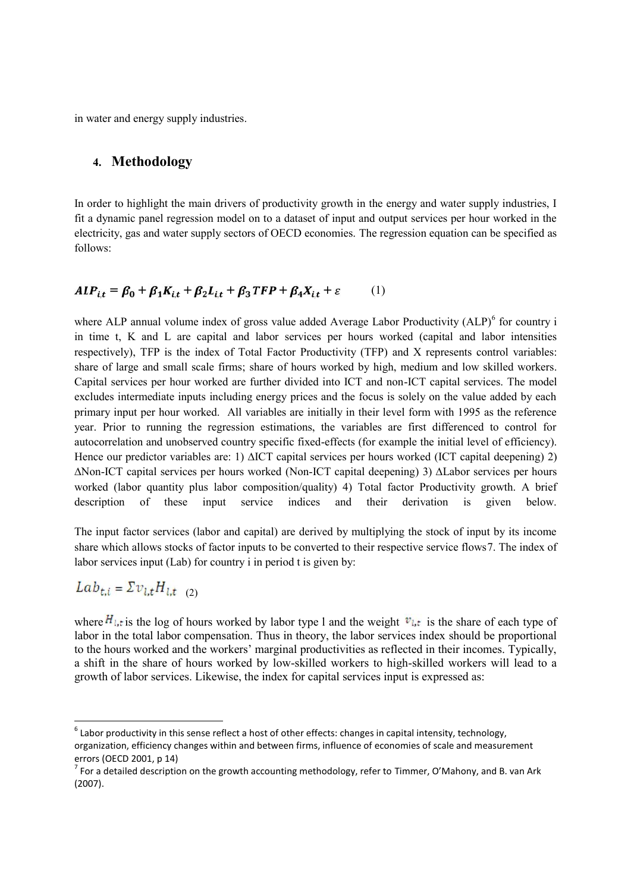in water and energy supply industries.

## 4. Methodology

In order to highlight the main drivers of productivity growth in the energy and water supply industries, I fit a dynamic panel regression model on to a dataset of input and output services per hour worked in the electricity, gas and water supply sectors of OECD economies. The regression equation can be specified as follows:

$$\boldsymbol{ALP_{i,t} = \beta_0 + \beta_1 K_{i,t} + \beta_2 L_{i,t} + \beta_3 TFP + \beta_4 X_{it} + \varepsilon} \qquad (1)$$

where ALP annual volume index of gross value added Average Labor Productivity (ALP)[6] for country i in time t, K and L are capital and labor services per hours worked (capital and labor intensities respectively), TFP is the index of Total Factor Productivity (TFP) and X represents control variables: share of large and small scale firms; share of hours worked by high, medium and low skilled workers. Capital services per hour worked are further divided into ICT and non-ICT capital services. The model excludes intermediate inputs including energy prices and the focus is solely on the value added by each primary input per hour worked. All variables are initially in their level form with 1995 as the reference year. Prior to running the regression estimations, the variables are first differenced to control for autocorrelation and unobserved country specific fixed-effects (for example the initial level of efficiency). Hence our predictor variables are: 1) ΔICT capital services per hours worked (ICT capital deepening) 2) ΔNon-ICT capital services per hours worked (Non-ICT capital deepening) 3) ΔLabor services per hours worked (labor quantity plus labor composition/quality) 4) Total factor Productivity growth. A brief description of these input service indices and their derivation is given below.

The input factor services (labor and capital) are derived by multiplying the stock of input by its income share which allows stocks of factor inputs to be converted to their respective service flows[7]. The index of labor services input (Lab) for country i in period t is given by:

$$Lab_{t,i} = \Sigma v_{l,t} H_{l,t} \quad (2)$$

where $H_{l,t}$ is the log of hours worked by labor type l and the weight $v_{l,t}$ is the share of each type of labor in the total labor compensation. Thus in theory, the labor services index should be proportional to the hours worked and the workers' marginal productivities as reflected in their incomes. Typically, a shift in the share of hours worked by low-skilled workers to high-skilled workers will lead to a growth of labor services. Likewise, the index for capital services input is expressed as:

---

[6] Labor productivity in this sense reflect a host of other effects: changes in capital intensity, technology, organization, efficiency changes within and between firms, influence of economies of scale and measurement errors (OECD 2001, p 14)

[7] For a detailed description on the growth accounting methodology, refer to Timmer, O'Mahony, and B. van Ark (2007).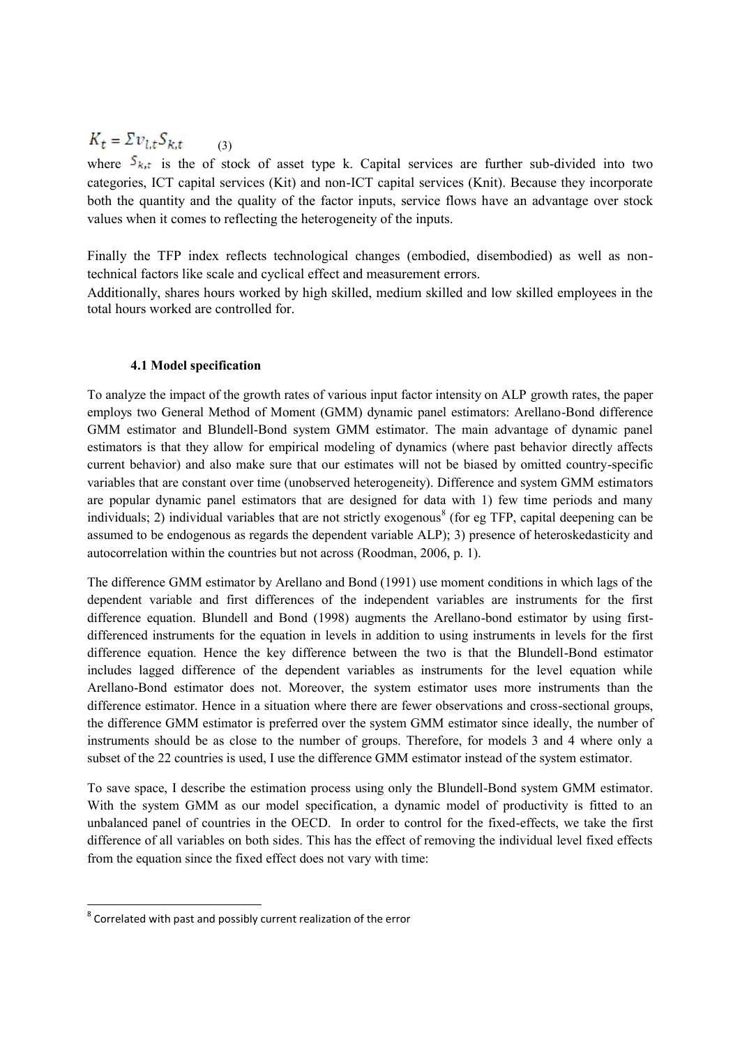$$K_t = \Sigma v_{l,t} S_{k,t} \qquad (3)$$

where $S_{k,t}$ is the of stock of asset type k. Capital services are further sub-divided into two categories, ICT capital services (Kit) and non-ICT capital services (Knit). Because they incorporate both the quantity and the quality of the factor inputs, service flows have an advantage over stock values when it comes to reflecting the heterogeneity of the inputs.

Finally the TFP index reflects technological changes (embodied, disembodied) as well as non-technical factors like scale and cyclical effect and measurement errors.

Additionally, shares hours worked by high skilled, medium skilled and low skilled employees in the total hours worked are controlled for.

### 4.1 Model specification

To analyze the impact of the growth rates of various input factor intensity on ALP growth rates, the paper employs two General Method of Moment (GMM) dynamic panel estimators: Arellano-Bond difference GMM estimator and Blundell-Bond system GMM estimator. The main advantage of dynamic panel estimators is that they allow for empirical modeling of dynamics (where past behavior directly affects current behavior) and also make sure that our estimates will not be biased by omitted country-specific variables that are constant over time (unobserved heterogeneity). Difference and system GMM estimators are popular dynamic panel estimators that are designed for data with 1) few time periods and many individuals; 2) individual variables that are not strictly exogenous[8] (for eg TFP, capital deepening can be assumed to be endogenous as regards the dependent variable ALP); 3) presence of heteroskedasticity and autocorrelation within the countries but not across (Roodman, 2006, p. 1).

The difference GMM estimator by Arellano and Bond (1991) use moment conditions in which lags of the dependent variable and first differences of the independent variables are instruments for the first difference equation. Blundell and Bond (1998) augments the Arellano-bond estimator by using first-differenced instruments for the equation in levels in addition to using instruments in levels for the first difference equation. Hence the key difference between the two is that the Blundell-Bond estimator includes lagged difference of the dependent variables as instruments for the level equation while Arellano-Bond estimator does not. Moreover, the system estimator uses more instruments than the difference estimator. Hence in a situation where there are fewer observations and cross-sectional groups, the difference GMM estimator is preferred over the system GMM estimator since ideally, the number of instruments should be as close to the number of groups. Therefore, for models 3 and 4 where only a subset of the 22 countries is used, I use the difference GMM estimator instead of the system estimator.

To save space, I describe the estimation process using only the Blundell-Bond system GMM estimator. With the system GMM as our model specification, a dynamic model of productivity is fitted to an unbalanced panel of countries in the OECD. In order to control for the fixed-effects, we take the first difference of all variables on both sides. This has the effect of removing the individual level fixed effects from the equation since the fixed effect does not vary with time:

---

[8] Correlated with past and possibly current realization of the error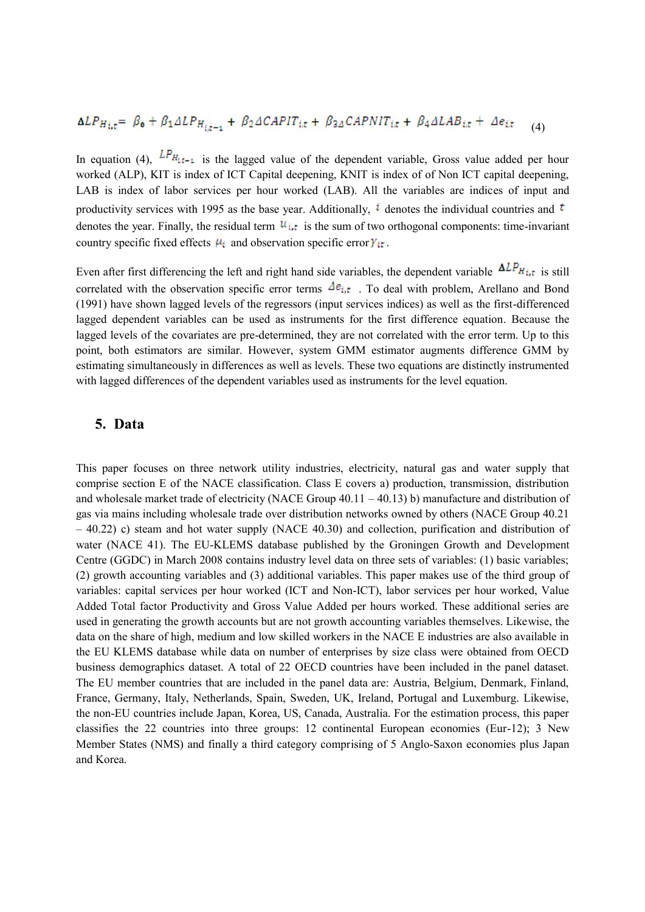$$\Delta LP_{H_{i,t}} = \beta_0 + \beta_1 \Delta LP_{H_{i,t-1}} + \beta_2 \Delta CAPIT_{i,t} + \beta_{3\Delta} CAPNIT_{i,t} + \beta_4 \Delta LAB_{i,t} + \Delta e_{i,t} \quad (4)$$

In equation (4), $LP_{H_{i,t-1}}$ is the lagged value of the dependent variable, Gross value added per hour worked (ALP), KIT is index of ICT Capital deepening, KNIT is index of of Non ICT capital deepening, LAB is index of labor services per hour worked (LAB). All the variables are indices of input and productivity services with 1995 as the base year. Additionally, $i$ denotes the individual countries and $t$ denotes the year. Finally, the residual term $u_{i,t}$ is the sum of two orthogonal components: time-invariant country specific fixed effects $\mu_i$ and observation specific error $\gamma_{it}$.

Even after first differencing the left and right hand side variables, the dependent variable $\Delta LP_{H_{i,t}}$ is still correlated with the observation specific error terms $\Delta e_{i,t}$ . To deal with problem, Arellano and Bond (1991) have shown lagged levels of the regressors (input services indices) as well as the first-differenced lagged dependent variables can be used as instruments for the first difference equation. Because the lagged levels of the covariates are pre-determined, they are not correlated with the error term. Up to this point, both estimators are similar. However, system GMM estimator augments difference GMM by estimating simultaneously in differences as well as levels. These two equations are distinctly instrumented with lagged differences of the dependent variables used as instruments for the level equation.

## 5. Data

This paper focuses on three network utility industries, electricity, natural gas and water supply that comprise section E of the NACE classification. Class E covers a) production, transmission, distribution and wholesale market trade of electricity (NACE Group 40.11 – 40.13) b) manufacture and distribution of gas via mains including wholesale trade over distribution networks owned by others (NACE Group 40.21 – 40.22) c) steam and hot water supply (NACE 40.30) and collection, purification and distribution of water (NACE 41). The EU-KLEMS database published by the Groningen Growth and Development Centre (GGDC) in March 2008 contains industry level data on three sets of variables: (1) basic variables; (2) growth accounting variables and (3) additional variables. This paper makes use of the third group of variables: capital services per hour worked (ICT and Non-ICT), labor services per hour worked, Value Added Total factor Productivity and Gross Value Added per hours worked. These additional series are used in generating the growth accounts but are not growth accounting variables themselves. Likewise, the data on the share of high, medium and low skilled workers in the NACE E industries are also available in the EU KLEMS database while data on number of enterprises by size class were obtained from OECD business demographics dataset. A total of 22 OECD countries have been included in the panel dataset. The EU member countries that are included in the panel data are: Austria, Belgium, Denmark, Finland, France, Germany, Italy, Netherlands, Spain, Sweden, UK, Ireland, Portugal and Luxemburg. Likewise, the non-EU countries include Japan, Korea, US, Canada, Australia. For the estimation process, this paper classifies the 22 countries into three groups: 12 continental European economies (Eur-12); 3 New Member States (NMS) and finally a third category comprising of 5 Anglo-Saxon economies plus Japan and Korea.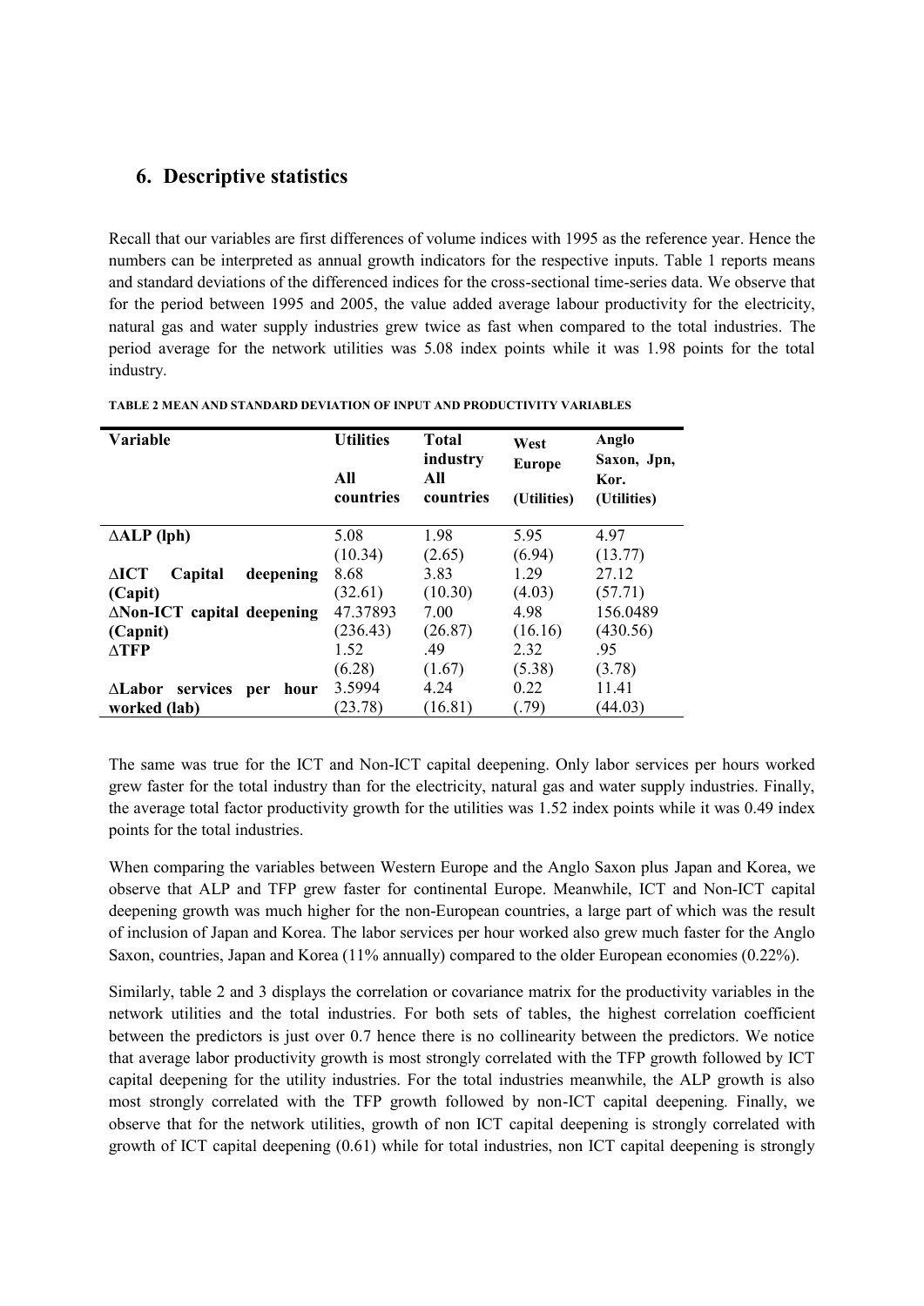## 6. Descriptive statistics

Recall that our variables are first differences of volume indices with 1995 as the reference year. Hence the numbers can be interpreted as annual growth indicators for the respective inputs. Table 1 reports means and standard deviations of the differenced indices for the cross-sectional time-series data. We observe that for the period between 1995 and 2005, the value added average labour productivity for the electricity, natural gas and water supply industries grew twice as fast when compared to the total industries. The period average for the network utilities was 5.08 index points while it was 1.98 points for the total industry.

**TABLE 2 MEAN AND STANDARD DEVIATION OF INPUT AND PRODUCTIVITY VARIABLES**

| Variable | Utilities All countries | Total industry All countries | West Europe (Utilities) | Anglo Saxon, Jpn, Kor. (Utilities) |
|---|---|---|---|---|
| ∆ALP (lph) | 5.08 | 1.98 | 5.95 | 4.97 |
| | (10.34) | (2.65) | (6.94) | (13.77) |
| ∆ICT Capital deepening (Capit) | 8.68 | 3.83 | 1.29 | 27.12 |
| | (32.61) | (10.30) | (4.03) | (57.71) |
| ∆Non-ICT capital deepening (Capnit) | 47.37893 | 7.00 | 4.98 | 156.0489 |
| | (236.43) | (26.87) | (16.16) | (430.56) |
| ∆TFP | 1.52 | .49 | 2.32 | .95 |
| | (6.28) | (1.67) | (5.38) | (3.78) |
| ∆Labor services per hour worked (lab) | 3.5994 | 4.24 | 0.22 | 11.41 |
| | (23.78) | (16.81) | (.79) | (44.03) |

The same was true for the ICT and Non-ICT capital deepening. Only labor services per hours worked grew faster for the total industry than for the electricity, natural gas and water supply industries. Finally, the average total factor productivity growth for the utilities was 1.52 index points while it was 0.49 index points for the total industries.

When comparing the variables between Western Europe and the Anglo Saxon plus Japan and Korea, we observe that ALP and TFP grew faster for continental Europe. Meanwhile, ICT and Non-ICT capital deepening growth was much higher for the non-European countries, a large part of which was the result of inclusion of Japan and Korea. The labor services per hour worked also grew much faster for the Anglo Saxon, countries, Japan and Korea (11% annually) compared to the older European economies (0.22%).

Similarly, table 2 and 3 displays the correlation or covariance matrix for the productivity variables in the network utilities and the total industries. For both sets of tables, the highest correlation coefficient between the predictors is just over 0.7 hence there is no collinearity between the predictors. We notice that average labor productivity growth is most strongly correlated with the TFP growth followed by ICT capital deepening for the utility industries. For the total industries meanwhile, the ALP growth is also most strongly correlated with the TFP growth followed by non-ICT capital deepening. Finally, we observe that for the network utilities, growth of non ICT capital deepening is strongly correlated with growth of ICT capital deepening (0.61) while for total industries, non ICT capital deepening is strongly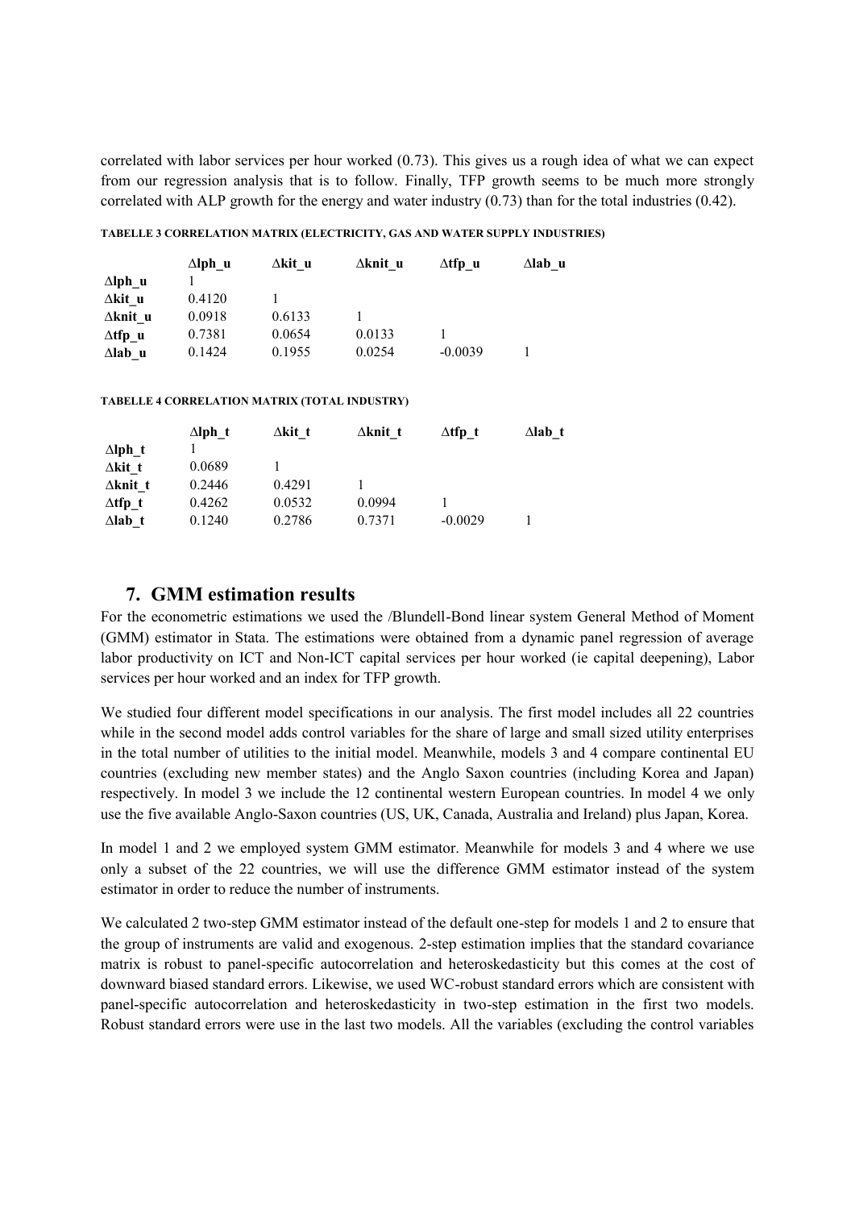correlated with labor services per hour worked (0.73). This gives us a rough idea of what we can expect from our regression analysis that is to follow. Finally, TFP growth seems to be much more strongly correlated with ALP growth for the energy and water industry (0.73) than for the total industries (0.42).

**TABELLE 3 CORRELATION MATRIX (ELECTRICITY, GAS AND WATER SUPPLY INDUSTRIES)**

| | $\Delta$lph_u | $\Delta$kit_u | $\Delta$knit_u | $\Delta$tfp_u | $\Delta$lab_u |
|---|---|---|---|---|---|
| $\Delta$lph_u | 1 | | | | |
| $\Delta$kit_u | 0.4120 | 1 | | | |
| $\Delta$knit_u | 0.0918 | 0.6133 | 1 | | |
| $\Delta$tfp_u | 0.7381 | 0.0654 | 0.0133 | 1 | |
| $\Delta$lab_u | 0.1424 | 0.1955 | 0.0254 | -0.0039 | 1 |

**TABELLE 4 CORRELATION MATRIX (TOTAL INDUSTRY)**

| | $\Delta$lph_t | $\Delta$kit_t | $\Delta$knit_t | $\Delta$tfp_t | $\Delta$lab_t |
|---|---|---|---|---|---|
| $\Delta$lph_t | 1 | | | | |
| $\Delta$kit_t | 0.0689 | 1 | | | |
| $\Delta$knit_t | 0.2446 | 0.4291 | 1 | | |
| $\Delta$tfp_t | 0.4262 | 0.0532 | 0.0994 | 1 | |
| $\Delta$lab_t | 0.1240 | 0.2786 | 0.7371 | -0.0029 | 1 |

## 7. GMM estimation results

For the econometric estimations we used the /Blundell-Bond linear system General Method of Moment (GMM) estimator in Stata. The estimations were obtained from a dynamic panel regression of average labor productivity on ICT and Non-ICT capital services per hour worked (ie capital deepening), Labor services per hour worked and an index for TFP growth.

We studied four different model specifications in our analysis. The first model includes all 22 countries while in the second model adds control variables for the share of large and small sized utility enterprises in the total number of utilities to the initial model. Meanwhile, models 3 and 4 compare continental EU countries (excluding new member states) and the Anglo Saxon countries (including Korea and Japan) respectively. In model 3 we include the 12 continental western European countries. In model 4 we only use the five available Anglo-Saxon countries (US, UK, Canada, Australia and Ireland) plus Japan, Korea.

In model 1 and 2 we employed system GMM estimator. Meanwhile for models 3 and 4 where we use only a subset of the 22 countries, we will use the difference GMM estimator instead of the system estimator in order to reduce the number of instruments.

We calculated 2 two-step GMM estimator instead of the default one-step for models 1 and 2 to ensure that the group of instruments are valid and exogenous. 2-step estimation implies that the standard covariance matrix is robust to panel-specific autocorrelation and heteroskedasticity but this comes at the cost of downward biased standard errors. Likewise, we used WC-robust standard errors which are consistent with panel-specific autocorrelation and heteroskedasticity in two-step estimation in the first two models. Robust standard errors were use in the last two models. All the variables (excluding the control variables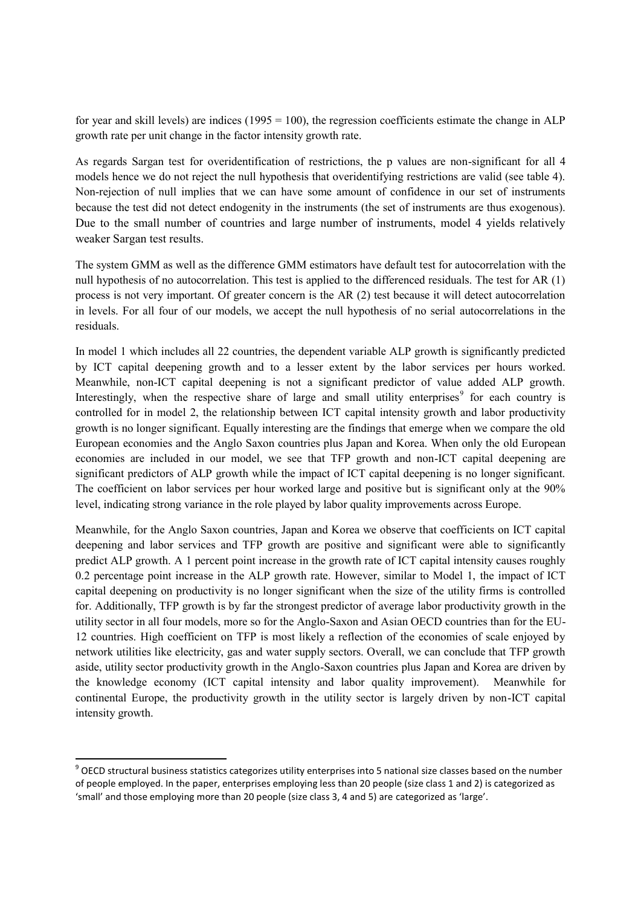for year and skill levels) are indices (1995 = 100), the regression coefficients estimate the change in ALP growth rate per unit change in the factor intensity growth rate.

As regards Sargan test for overidentification of restrictions, the p values are non-significant for all 4 models hence we do not reject the null hypothesis that overidentifying restrictions are valid (see table 4). Non-rejection of null implies that we can have some amount of confidence in our set of instruments because the test did not detect endogenity in the instruments (the set of instruments are thus exogenous). Due to the small number of countries and large number of instruments, model 4 yields relatively weaker Sargan test results.

The system GMM as well as the difference GMM estimators have default test for autocorrelation with the null hypothesis of no autocorrelation. This test is applied to the differenced residuals. The test for AR (1) process is not very important. Of greater concern is the AR (2) test because it will detect autocorrelation in levels. For all four of our models, we accept the null hypothesis of no serial autocorrelations in the residuals.

In model 1 which includes all 22 countries, the dependent variable ALP growth is significantly predicted by ICT capital deepening growth and to a lesser extent by the labor services per hours worked. Meanwhile, non-ICT capital deepening is not a significant predictor of value added ALP growth. Interestingly, when the respective share of large and small utility enterprises[9] for each country is controlled for in model 2, the relationship between ICT capital intensity growth and labor productivity growth is no longer significant. Equally interesting are the findings that emerge when we compare the old European economies and the Anglo Saxon countries plus Japan and Korea. When only the old European economies are included in our model, we see that TFP growth and non-ICT capital deepening are significant predictors of ALP growth while the impact of ICT capital deepening is no longer significant. The coefficient on labor services per hour worked large and positive but is significant only at the 90% level, indicating strong variance in the role played by labor quality improvements across Europe.

Meanwhile, for the Anglo Saxon countries, Japan and Korea we observe that coefficients on ICT capital deepening and labor services and TFP growth are positive and significant were able to significantly predict ALP growth. A 1 percent point increase in the growth rate of ICT capital intensity causes roughly 0.2 percentage point increase in the ALP growth rate. However, similar to Model 1, the impact of ICT capital deepening on productivity is no longer significant when the size of the utility firms is controlled for. Additionally, TFP growth is by far the strongest predictor of average labor productivity growth in the utility sector in all four models, more so for the Anglo-Saxon and Asian OECD countries than for the EU-12 countries. High coefficient on TFP is most likely a reflection of the economies of scale enjoyed by network utilities like electricity, gas and water supply sectors. Overall, we can conclude that TFP growth aside, utility sector productivity growth in the Anglo-Saxon countries plus Japan and Korea are driven by the knowledge economy (ICT capital intensity and labor quality improvement). Meanwhile for continental Europe, the productivity growth in the utility sector is largely driven by non-ICT capital intensity growth.

---

[9] OECD structural business statistics categorizes utility enterprises into 5 national size classes based on the number of people employed. In the paper, enterprises employing less than 20 people (size class 1 and 2) is categorized as 'small' and those employing more than 20 people (size class 3, 4 and 5) are categorized as 'large'.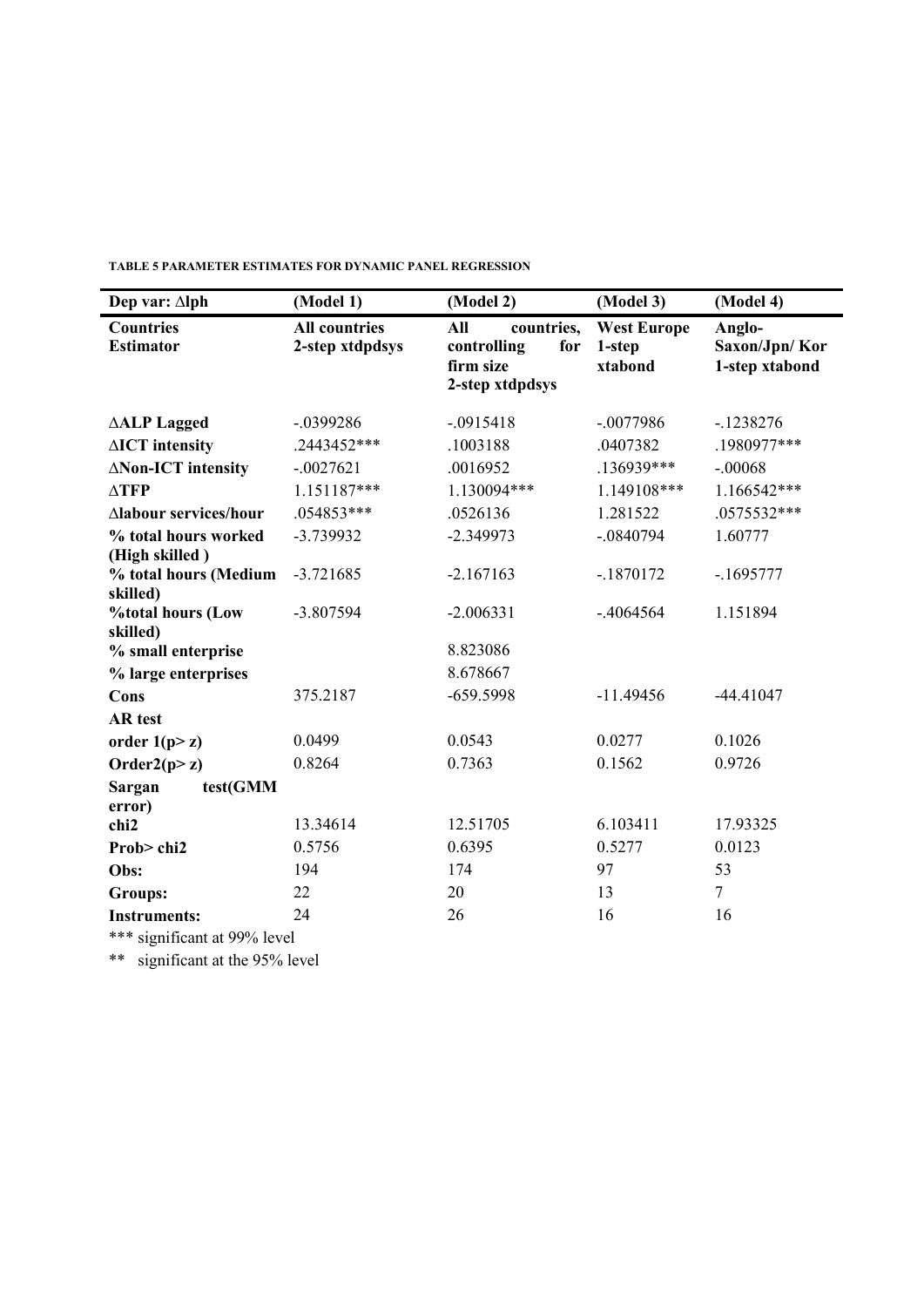**TABLE 5 PARAMETER ESTIMATES FOR DYNAMIC PANEL REGRESSION**

| Dep var: $\Delta$lph | (Model 1) | (Model 2) | (Model 3) | (Model 4) |
|---|---|---|---|---|
| **Countries Estimator** | **All countries 2-step xtdpdsys** | **All countries, controlling for firm size 2-step xtdpdsys** | **West Europe 1-step xtabond** | **Anglo-Saxon/Jpn/ Kor 1-step xtabond** |
| **$\Delta$ALP Lagged** | -.0399286 | -.0915418 | -.0077986 | -.1238276 |
| **$\Delta$ICT intensity** | .2443452*** | .1003188 | .0407382 | .1980977*** |
| **$\Delta$Non-ICT intensity** | -.0027621 | .0016952 | .136939*** | -.00068 |
| **$\Delta$TFP** | 1.151187*** | 1.130094*** | 1.149108*** | 1.166542*** |
| **$\Delta$labour services/hour** | .054853*** | .0526136 | 1.281522 | .0575532*** |
| **% total hours worked (High skilled )** | -3.739932 | -2.349973 | -.0840794 | 1.60777 |
| **% total hours (Medium skilled)** | -3.721685 | -2.167163 | -.1870172 | -.1695777 |
| **%total hours (Low skilled)** | -3.807594 | -2.006331 | -.4064564 | 1.151894 |
| **% small enterprise** | | 8.823086 | | |
| **% large enterprises** | | 8.678667 | | |
| **Cons** | 375.2187 | -659.5998 | -11.49456 | -44.41047 |
| **AR test** | | | | |
| **order 1(p> z)** | 0.0499 | 0.0543 | 0.0277 | 0.1026 |
| **Order2(p> z)** | 0.8264 | 0.7363 | 0.1562 | 0.9726 |
| **Sargan test(GMM error)** | | | | |
| **chi2** | 13.34614 | 12.51705 | 6.103411 | 17.93325 |
| **Prob> chi2** | 0.5756 | 0.6395 | 0.5277 | 0.0123 |
| **Obs:** | 194 | 174 | 97 | 53 |
| **Groups:** | 22 | 20 | 13 | 7 |
| **Instruments:** | 24 | 26 | 16 | 16 |

*** significant at 99% level

** significant at the 95% level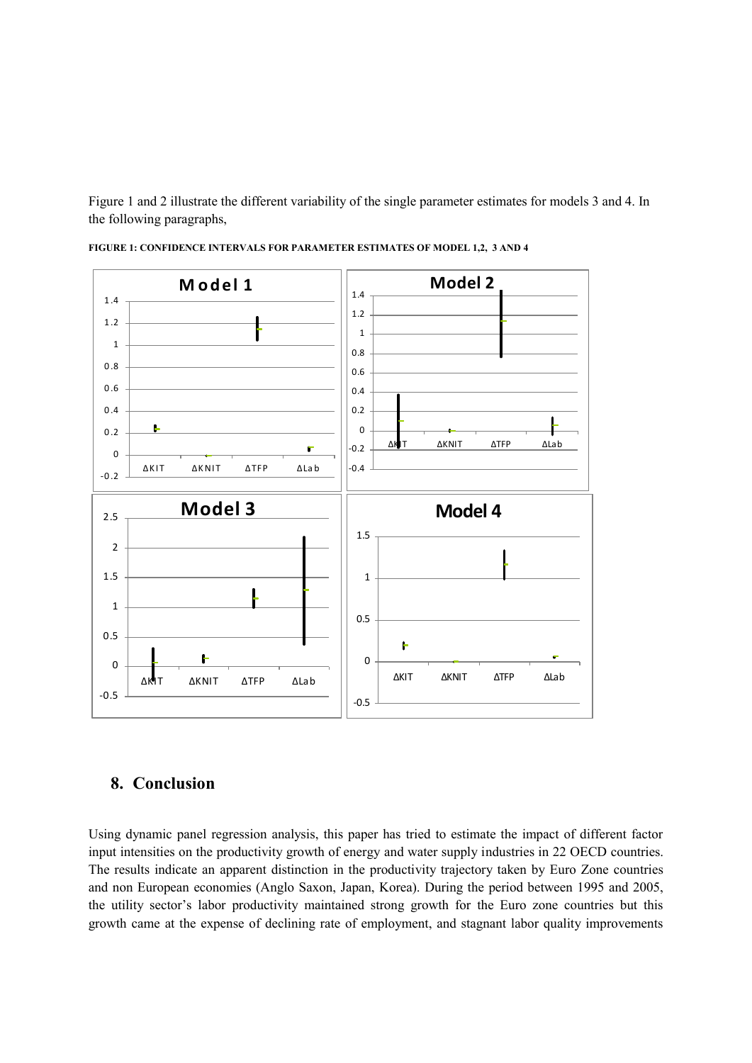Figure 1 and 2 illustrate the different variability of the single parameter estimates for models 3 and 4. In the following paragraphs,

**FIGURE 1: CONFIDENCE INTERVALS FOR PARAMETER ESTIMATES OF MODEL 1,2, 3 AND 4**

## 8. Conclusion

Using dynamic panel regression analysis, this paper has tried to estimate the impact of different factor input intensities on the productivity growth of energy and water supply industries in 22 OECD countries. The results indicate an apparent distinction in the productivity trajectory taken by Euro Zone countries and non European economies (Anglo Saxon, Japan, Korea). During the period between 1995 and 2005, the utility sector's labor productivity maintained strong growth for the Euro zone countries but this growth came at the expense of declining rate of employment, and stagnant labor quality improvements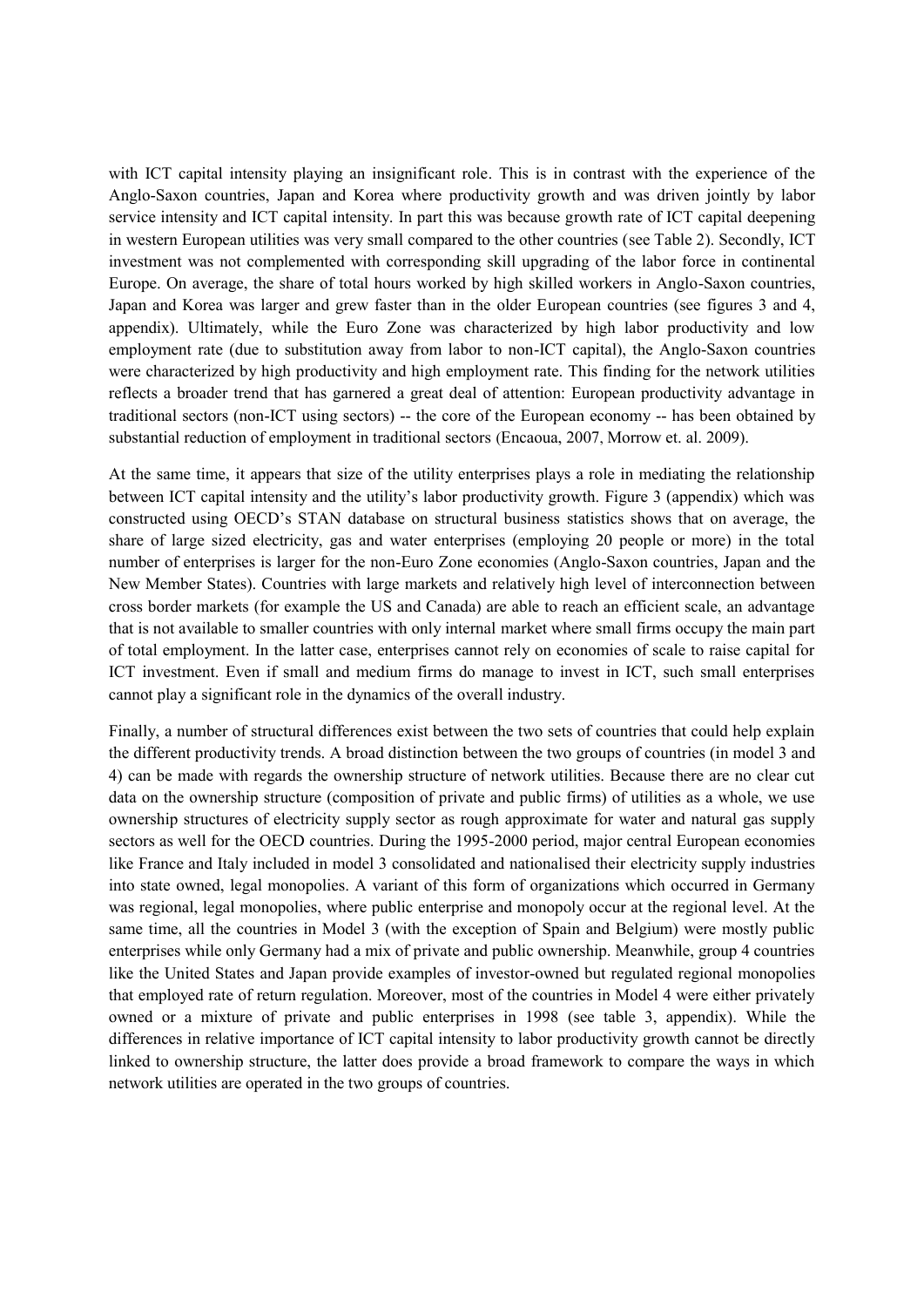with ICT capital intensity playing an insignificant role. This is in contrast with the experience of the Anglo-Saxon countries, Japan and Korea where productivity growth and was driven jointly by labor service intensity and ICT capital intensity. In part this was because growth rate of ICT capital deepening in western European utilities was very small compared to the other countries (see Table 2). Secondly, ICT investment was not complemented with corresponding skill upgrading of the labor force in continental Europe. On average, the share of total hours worked by high skilled workers in Anglo-Saxon countries, Japan and Korea was larger and grew faster than in the older European countries (see figures 3 and 4, appendix). Ultimately, while the Euro Zone was characterized by high labor productivity and low employment rate (due to substitution away from labor to non-ICT capital), the Anglo-Saxon countries were characterized by high productivity and high employment rate. This finding for the network utilities reflects a broader trend that has garnered a great deal of attention: European productivity advantage in traditional sectors (non-ICT using sectors) -- the core of the European economy -- has been obtained by substantial reduction of employment in traditional sectors (Encaoua, 2007, Morrow et. al. 2009).

At the same time, it appears that size of the utility enterprises plays a role in mediating the relationship between ICT capital intensity and the utility's labor productivity growth. Figure 3 (appendix) which was constructed using OECD's STAN database on structural business statistics shows that on average, the share of large sized electricity, gas and water enterprises (employing 20 people or more) in the total number of enterprises is larger for the non-Euro Zone economies (Anglo-Saxon countries, Japan and the New Member States). Countries with large markets and relatively high level of interconnection between cross border markets (for example the US and Canada) are able to reach an efficient scale, an advantage that is not available to smaller countries with only internal market where small firms occupy the main part of total employment. In the latter case, enterprises cannot rely on economies of scale to raise capital for ICT investment. Even if small and medium firms do manage to invest in ICT, such small enterprises cannot play a significant role in the dynamics of the overall industry.

Finally, a number of structural differences exist between the two sets of countries that could help explain the different productivity trends. A broad distinction between the two groups of countries (in model 3 and 4) can be made with regards the ownership structure of network utilities. Because there are no clear cut data on the ownership structure (composition of private and public firms) of utilities as a whole, we use ownership structures of electricity supply sector as rough approximate for water and natural gas supply sectors as well for the OECD countries. During the 1995-2000 period, major central European economies like France and Italy included in model 3 consolidated and nationalised their electricity supply industries into state owned, legal monopolies. A variant of this form of organizations which occurred in Germany was regional, legal monopolies, where public enterprise and monopoly occur at the regional level. At the same time, all the countries in Model 3 (with the exception of Spain and Belgium) were mostly public enterprises while only Germany had a mix of private and public ownership. Meanwhile, group 4 countries like the United States and Japan provide examples of investor-owned but regulated regional monopolies that employed rate of return regulation. Moreover, most of the countries in Model 4 were either privately owned or a mixture of private and public enterprises in 1998 (see table 3, appendix). While the differences in relative importance of ICT capital intensity to labor productivity growth cannot be directly linked to ownership structure, the latter does provide a broad framework to compare the ways in which network utilities are operated in the two groups of countries.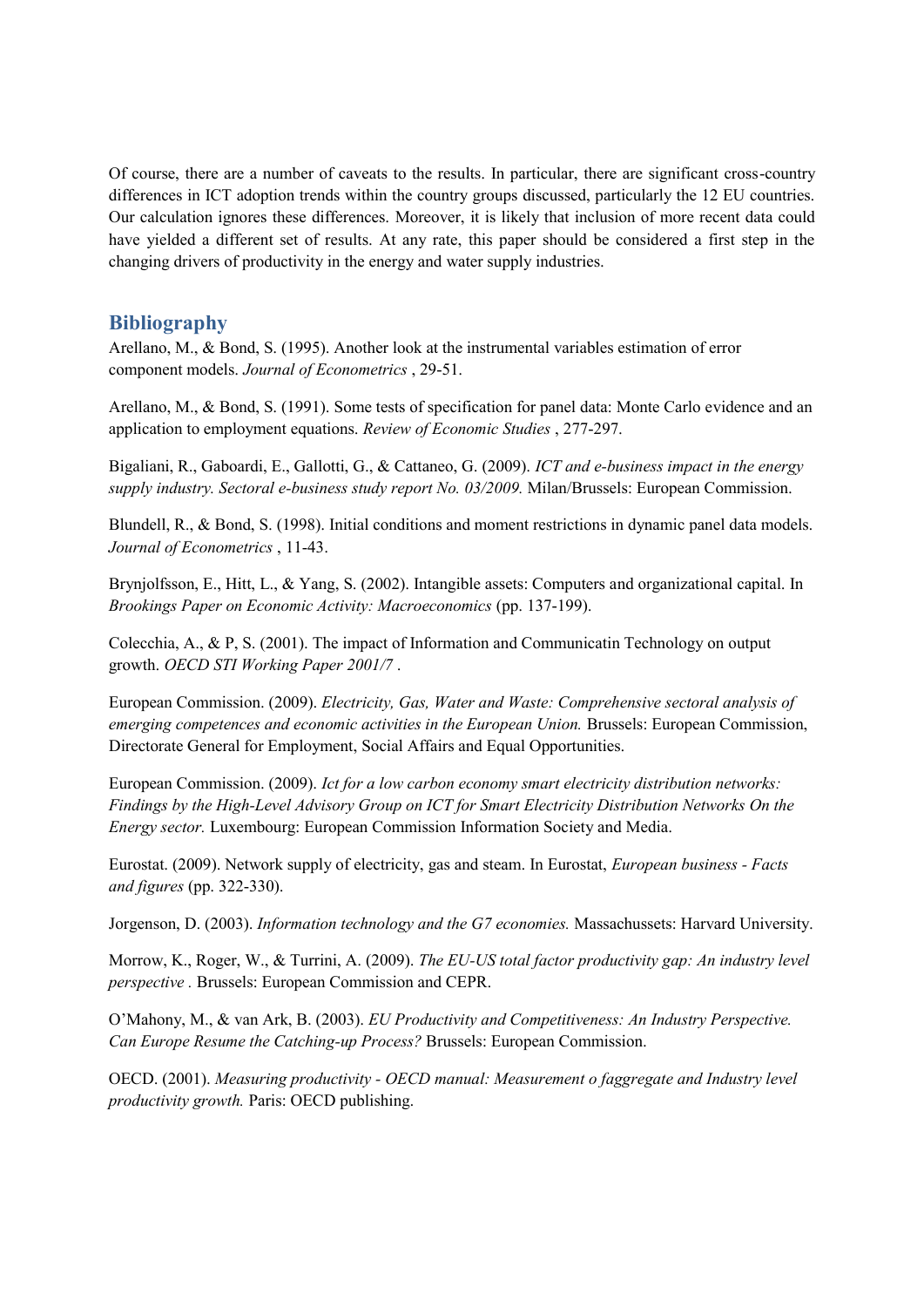Of course, there are a number of caveats to the results. In particular, there are significant cross-country differences in ICT adoption trends within the country groups discussed, particularly the 12 EU countries. Our calculation ignores these differences. Moreover, it is likely that inclusion of more recent data could have yielded a different set of results. At any rate, this paper should be considered a first step in the changing drivers of productivity in the energy and water supply industries.

## Bibliography

Arellano, M., & Bond, S. (1995). Another look at the instrumental variables estimation of error component models. *Journal of Econometrics* , 29-51.

Arellano, M., & Bond, S. (1991). Some tests of specification for panel data: Monte Carlo evidence and an application to employment equations. *Review of Economic Studies* , 277-297.

Bigaliani, R., Gaboardi, E., Gallotti, G., & Cattaneo, G. (2009). *ICT and e-business impact in the energy supply industry. Sectoral e-business study report No. 03/2009.* Milan/Brussels: European Commission.

Blundell, R., & Bond, S. (1998). Initial conditions and moment restrictions in dynamic panel data models. *Journal of Econometrics* , 11-43.

Brynjolfsson, E., Hitt, L., & Yang, S. (2002). Intangible assets: Computers and organizational capital. In *Brookings Paper on Economic Activity: Macroeconomics* (pp. 137-199).

Colecchia, A., & P, S. (2001). The impact of Information and Communicatin Technology on output growth. *OECD STI Working Paper 2001/7* .

European Commission. (2009). *Electricity, Gas, Water and Waste: Comprehensive sectoral analysis of emerging competences and economic activities in the European Union.* Brussels: European Commission, Directorate General for Employment, Social Affairs and Equal Opportunities.

European Commission. (2009). *Ict for a low carbon economy smart electricity distribution networks: Findings by the High-Level Advisory Group on ICT for Smart Electricity Distribution Networks On the Energy sector.* Luxembourg: European Commission Information Society and Media.

Eurostat. (2009). Network supply of electricity, gas and steam. In Eurostat, *European business - Facts and figures* (pp. 322-330).

Jorgenson, D. (2003). *Information technology and the G7 economies.* Massachussets: Harvard University.

Morrow, K., Roger, W., & Turrini, A. (2009). *The EU-US total factor productivity gap: An industry level perspective* . Brussels: European Commission and CEPR.

O'Mahony, M., & van Ark, B. (2003). *EU Productivity and Competitiveness: An Industry Perspective. Can Europe Resume the Catching-up Process?* Brussels: European Commission.

OECD. (2001). *Measuring productivity - OECD manual: Measurement o faggregate and Industry level productivity growth.* Paris: OECD publishing.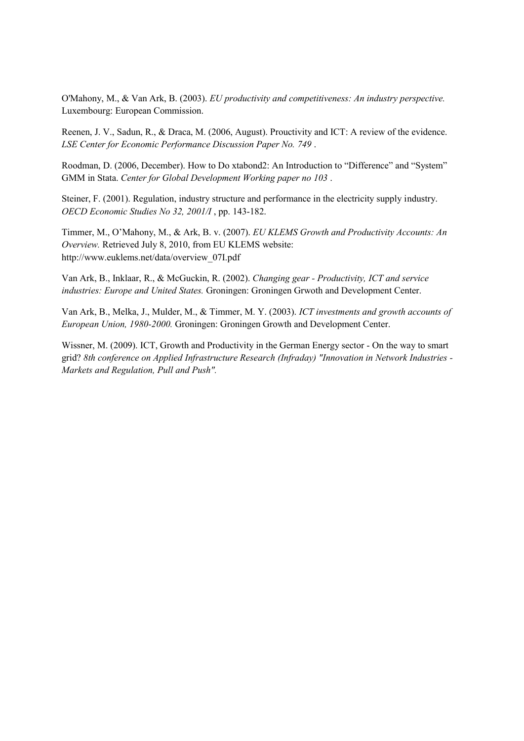O'Mahony, M., & Van Ark, B. (2003). *EU productivity and competitiveness: An industry perspective.* Luxembourg: European Commission.

Reenen, J. V., Sadun, R., & Draca, M. (2006, August). Prouctivity and ICT: A review of the evidence. *LSE Center for Economic Performance Discussion Paper No. 749* .

Roodman, D. (2006, December). How to Do xtabond2: An Introduction to "Difference" and "System" GMM in Stata. *Center for Global Development Working paper no 103* .

Steiner, F. (2001). Regulation, industry structure and performance in the electricity supply industry. *OECD Economic Studies No 32, 2001/I* , pp. 143-182.

Timmer, M., O'Mahony, M., & Ark, B. v. (2007). *EU KLEMS Growth and Productivity Accounts: An Overview.* Retrieved July 8, 2010, from EU KLEMS website: http://www.euklems.net/data/overview_07I.pdf

Van Ark, B., Inklaar, R., & McGuckin, R. (2002). *Changing gear - Productivity, ICT and service industries: Europe and United States.* Groningen: Groningen Grwoth and Development Center.

Van Ark, B., Melka, J., Mulder, M., & Timmer, M. Y. (2003). *ICT investments and growth accounts of European Union, 1980-2000.* Groningen: Groningen Growth and Development Center.

Wissner, M. (2009). ICT, Growth and Productivity in the German Energy sector - On the way to smart grid? *8th conference on Applied Infrastructure Research (Infraday) "Innovation in Network Industries - Markets and Regulation, Pull and Push".*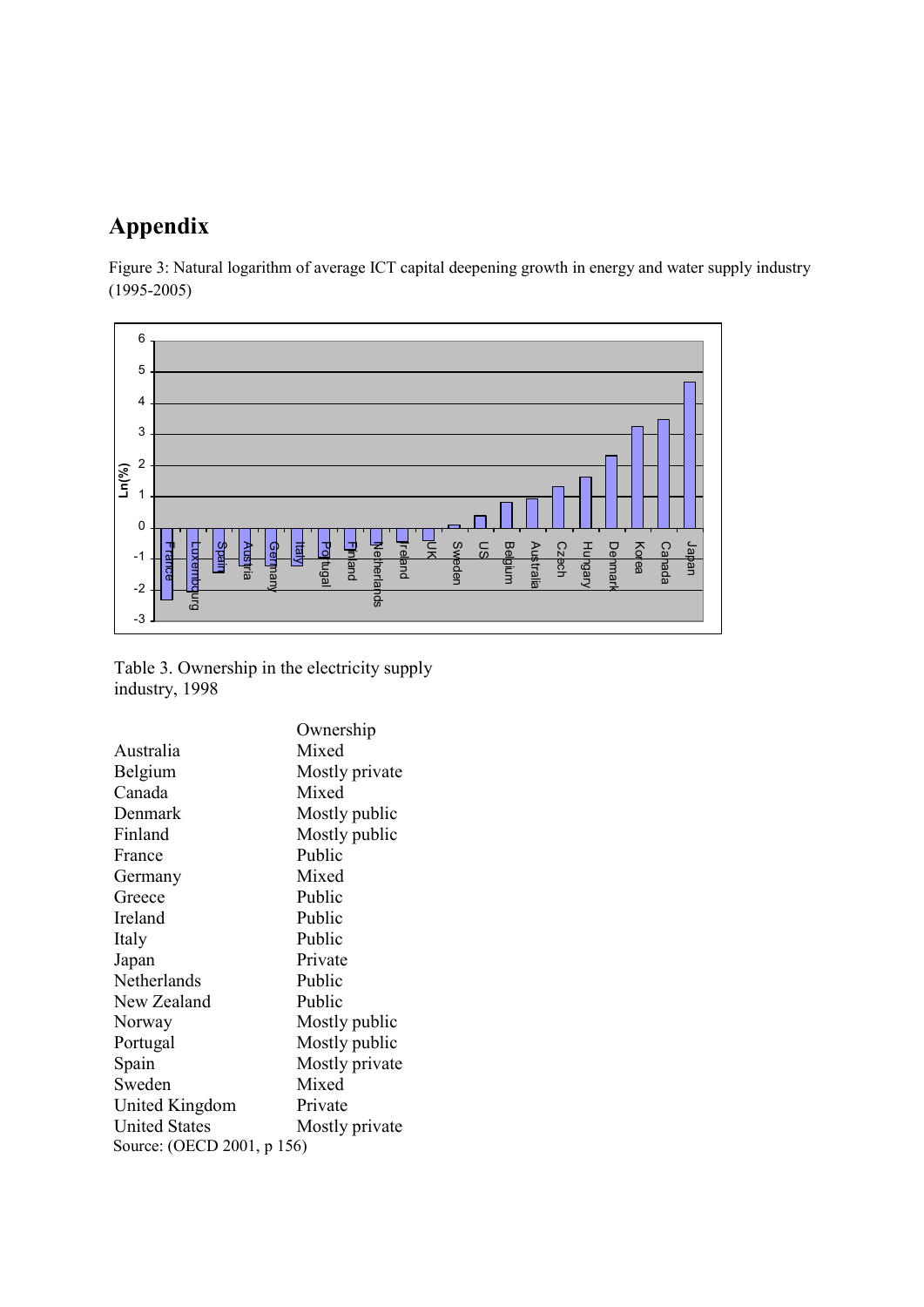# Appendix

Figure 3: Natural logarithm of average ICT capital deepening growth in energy and water supply industry (1995-2005)

Table 3. Ownership in the electricity supply industry, 1998

| | Ownership |
|---|---|
| Australia | Mixed |
| Belgium | Mostly private |
| Canada | Mixed |
| Denmark | Mostly public |
| Finland | Mostly public |
| France | Public |
| Germany | Mixed |
| Greece | Public |
| Ireland | Public |
| Italy | Public |
| Japan | Private |
| Netherlands | Public |
| New Zealand | Public |
| Norway | Mostly public |
| Portugal | Mostly public |
| Spain | Mostly private |
| Sweden | Mixed |
| United Kingdom | Private |
| United States | Mostly private |

Source: (OECD 2001, p 156)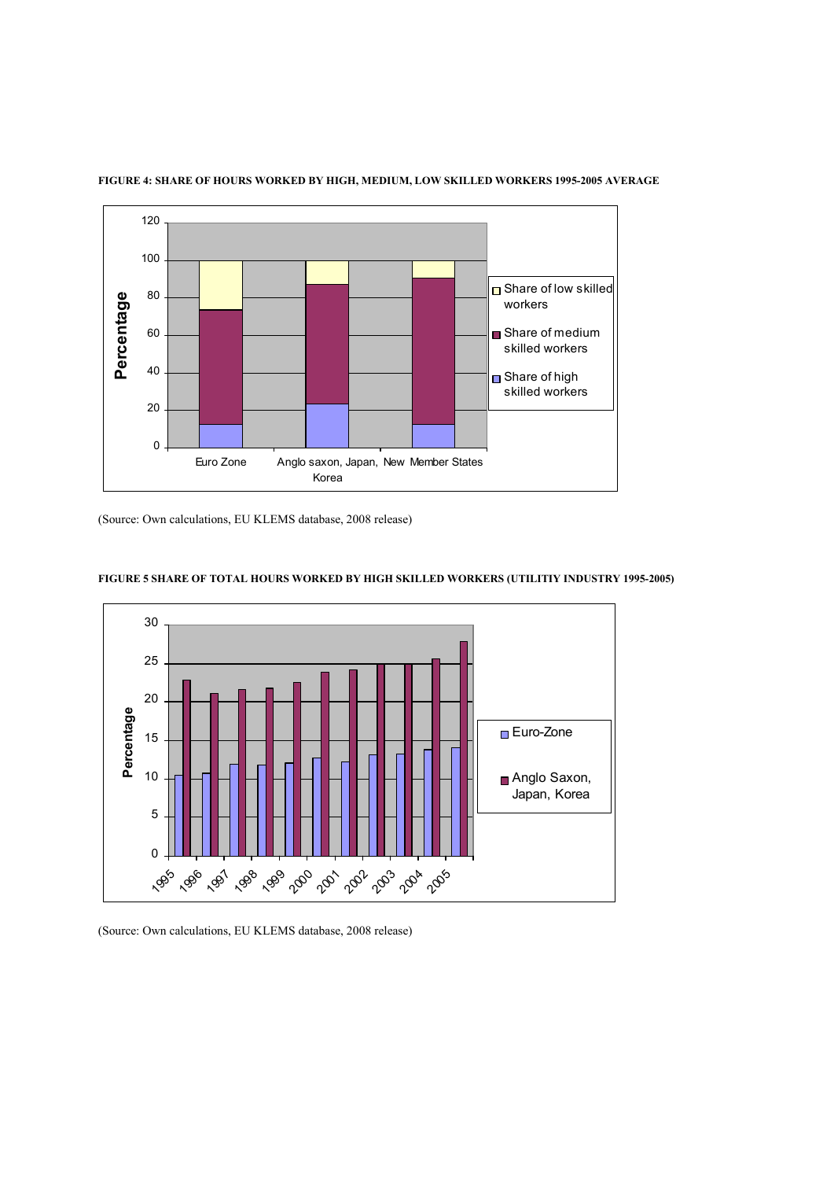**FIGURE 4: SHARE OF HOURS WORKED BY HIGH, MEDIUM, LOW SKILLED WORKERS 1995-2005 AVERAGE**

(Source: Own calculations, EU KLEMS database, 2008 release)

**FIGURE 5 SHARE OF TOTAL HOURS WORKED BY HIGH SKILLED WORKERS (UTILITIY INDUSTRY 1995-2005)**

(Source: Own calculations, EU KLEMS database, 2008 release)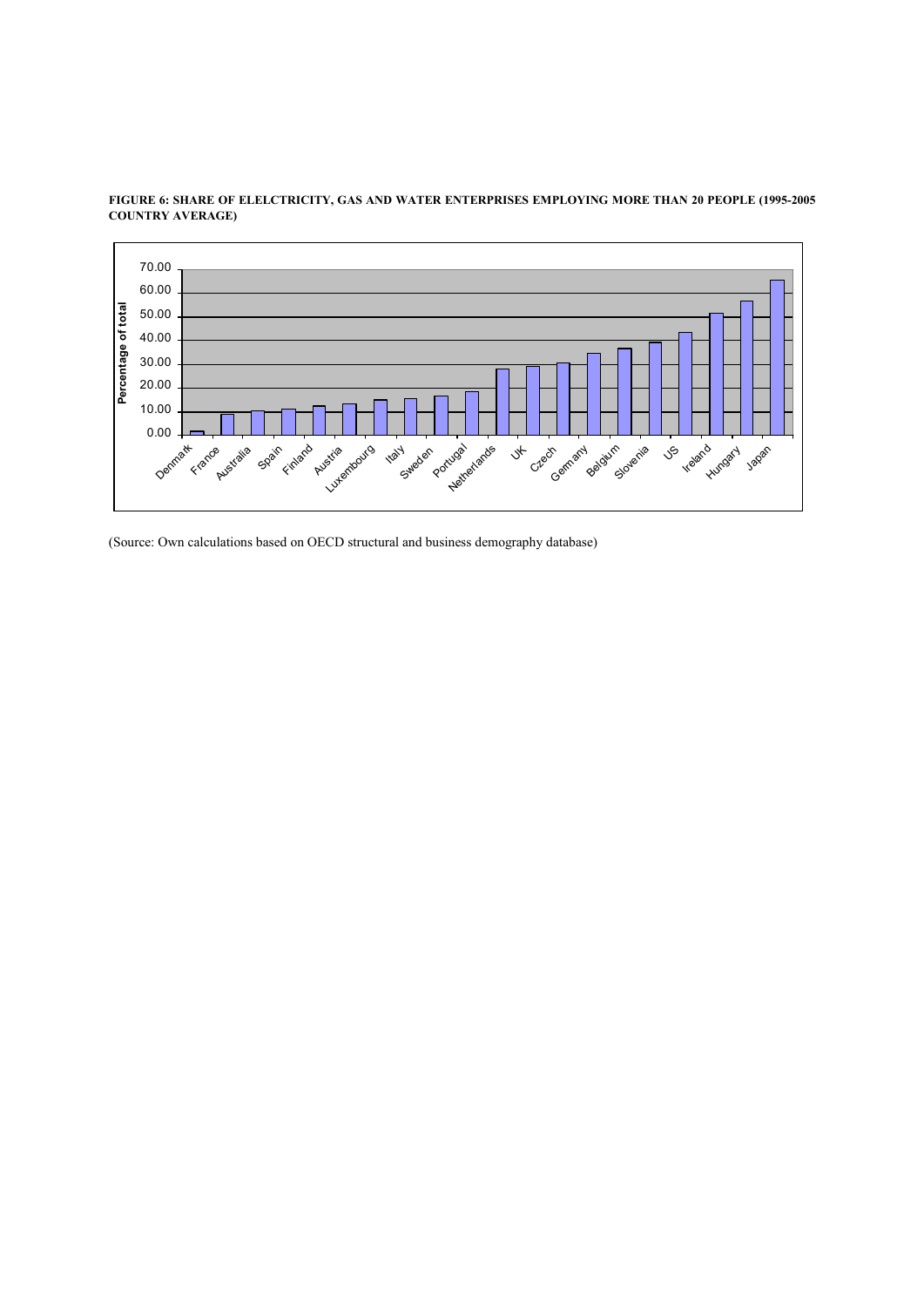**FIGURE 6: SHARE OF ELELCTRICITY, GAS AND WATER ENTERPRISES EMPLOYING MORE THAN 20 PEOPLE (1995-2005 COUNTRY AVERAGE)**

Percentage of total

70.00
60.00
50.00
40.00
30.00
20.00
10.00
0.00

Denmark
France
Australia
Spain
Finland
Austria
Luxembourg
Italy
Sweden
Portugal
Netherlands
UK
Czech
Germany
Belgium
Slovenia
US
Ireland
Hungary
Japan

(Source: Own calculations based on OECD structural and business demography database)